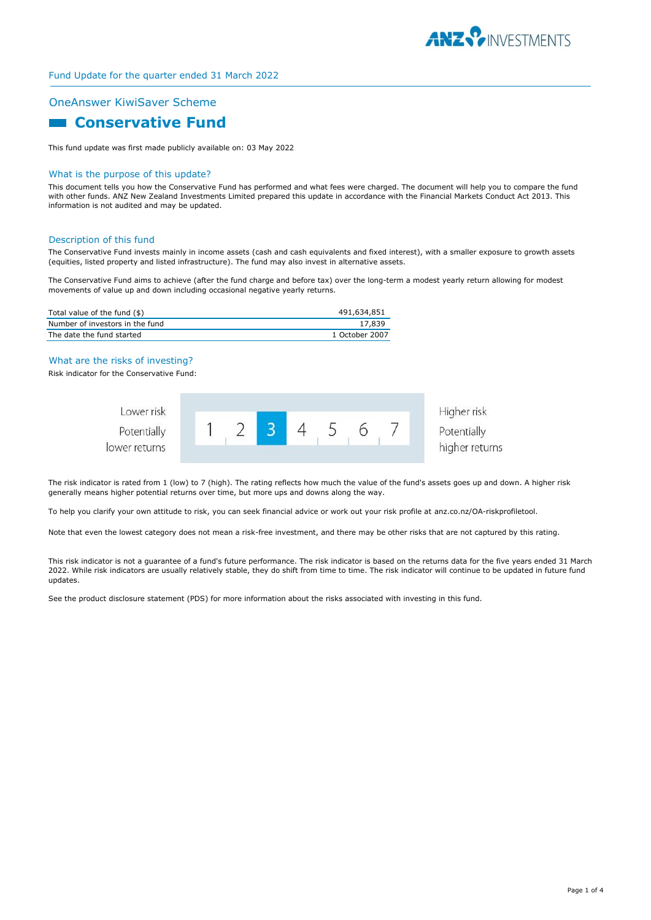Fund Update for the quarter ended 31 March 2022

## OneAnswer KiwiSaver Scheme

# Conservative Fund

This fund update was first made publicly available on: 03 May 2022

## What is the purpose of this update?

This document tells you how the Conservative Fund has performed and what fees were charged. The document will help you to compare the fund with other funds. ANZ New Zealand Investments Limited prepared this update in accordance with the Financial Markets Conduct Act 2013. This information is not audited and may be updated.

## Description of this fund

The Conservative Fund invests mainly in income assets (cash and cash equivalents and fixed interest), with a smaller exposure to growth assets (equities, listed property and listed infrastructure). The fund may also invest in alternative assets.

The Conservative Fund aims to achieve (after the fund charge and before tax) over the long-term a modest yearly return allowing for modest movements of value up and down including occasional negative yearly returns.

| | |
|---|---|
| Total value of the fund ($) | 491,634,851 |
| Number of investors in the fund | 17,839 |
| The date the fund started | 1 October 2007 |

## What are the risks of investing?

Risk indicator for the Conservative Fund:

| Lower risk<br>Potentially lower returns | 1 | 2 | **3** | 4 | 5 | 6 | 7 | Higher risk<br>Potentially higher returns |
|---|---|---|---|---|---|---|---|---|

The risk indicator is rated from 1 (low) to 7 (high). The rating reflects how much the value of the fund's assets goes up and down. A higher risk generally means higher potential returns over time, but more ups and downs along the way.

To help you clarify your own attitude to risk, you can seek financial advice or work out your risk profile at anz.co.nz/OA-riskprofiletool.

Note that even the lowest category does not mean a risk-free investment, and there may be other risks that are not captured by this rating.

This risk indicator is not a guarantee of a fund's future performance. The risk indicator is based on the returns data for the five years ended 31 March 2022. While risk indicators are usually relatively stable, they do shift from time to time. The risk indicator will continue to be updated in future fund updates.

See the product disclosure statement (PDS) for more information about the risks associated with investing in this fund.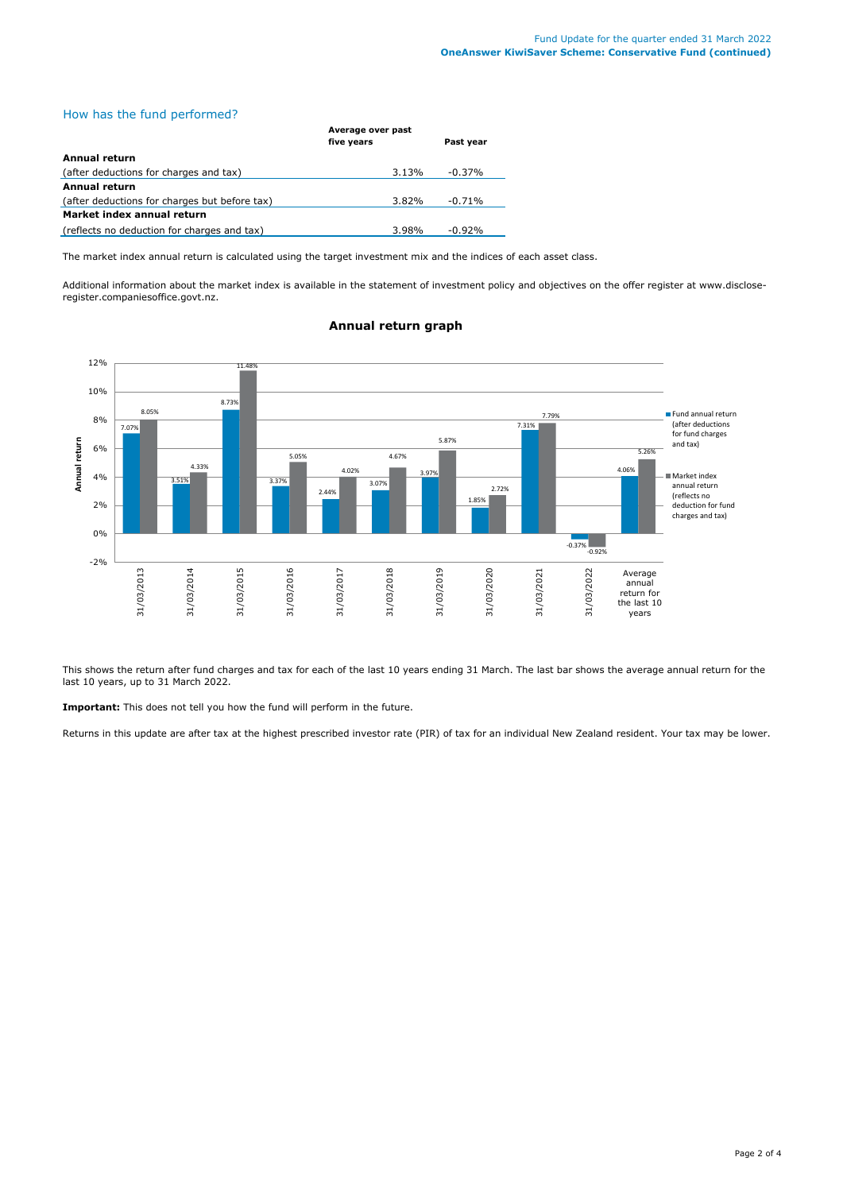## How has the fund performed?

| | Average over past five years | Past year |
|---|---|---|
| **Annual return** | | |
| (after deductions for charges and tax) | 3.13% | -0.37% |
| **Annual return** | | |
| (after deductions for charges but before tax) | 3.82% | -0.71% |
| **Market index annual return** | | |
| (reflects no deduction for charges and tax) | 3.98% | -0.92% |

The market index annual return is calculated using the target investment mix and the indices of each asset class.

Additional information about the market index is available in the statement of investment policy and objectives on the offer register at www.disclose-register.companiesoffice.govt.nz.

### Annual return graph

| Year | Fund annual return (after deductions for fund charges and tax) | Market index annual return (reflects no deduction for fund charges and tax) |
|---|---|---|
| 31/03/2013 | 7.07% | 8.05% |
| 31/03/2014 | 3.51% | 4.33% |
| 31/03/2015 | 8.73% | 11.48% |
| 31/03/2016 | 3.37% | 5.05% |
| 31/03/2017 | 2.44% | 4.02% |
| 31/03/2018 | 3.07% | 4.67% |
| 31/03/2019 | 3.97% | 5.87% |
| 31/03/2020 | 1.85% | 2.72% |
| 31/03/2021 | 7.31% | 7.79% |
| 31/03/2022 | -0.37% | -0.92% |
| Average annual return for the last 10 years | 4.06% | 5.26% |

This shows the return after fund charges and tax for each of the last 10 years ending 31 March. The last bar shows the average annual return for the last 10 years, up to 31 March 2022.

**Important:** This does not tell you how the fund will perform in the future.

Returns in this update are after tax at the highest prescribed investor rate (PIR) of tax for an individual New Zealand resident. Your tax may be lower.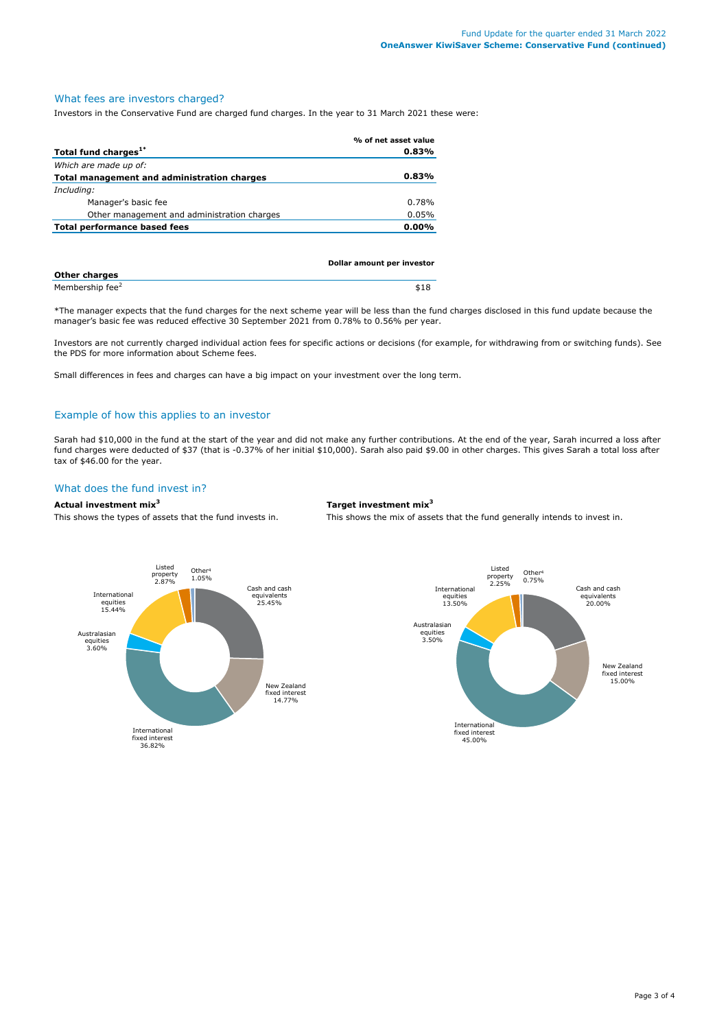## What fees are investors charged?

Investors in the Conservative Fund are charged fund charges. In the year to 31 March 2021 these were:

| | % of net asset value |
|---|---|
| **Total fund charges[1*]** | **0.83%** |
| *Which are made up of:* | |
| **Total management and administration charges** | **0.83%** |
| *Including:* | |
| Manager's basic fee | 0.78% |
| Other management and administration charges | 0.05% |
| **Total performance based fees** | **0.00%** |

| | Dollar amount per investor |
|---|---|
| **Other charges** | |
| Membership fee[2] | $18 |

*The manager expects that the fund charges for the next scheme year will be less than the fund charges disclosed in this fund update because the manager's basic fee was reduced effective 30 September 2021 from 0.78% to 0.56% per year.

Investors are not currently charged individual action fees for specific actions or decisions (for example, for withdrawing from or switching funds). See the PDS for more information about Scheme fees.

Small differences in fees and charges can have a big impact on your investment over the long term.

## Example of how this applies to an investor

Sarah had $10,000 in the fund at the start of the year and did not make any further contributions. At the end of the year, Sarah incurred a loss after fund charges were deducted of $37 (that is -0.37% of her initial $10,000). Sarah also paid $9.00 in other charges. This gives Sarah a total loss after tax of $46.00 for the year.

## What does the fund invest in?

**Actual investment mix[3]**

This shows the types of assets that the fund invests in.

| Asset type | Actual |
|---|---|
| Cash and cash equivalents | 25.45% |
| New Zealand fixed interest | 14.77% |
| International fixed interest | 36.82% |
| Australasian equities | 3.60% |
| International equities | 15.44% |
| Listed property | 2.87% |
| Other[4] | 1.05% |

**Target investment mix[3]**

This shows the mix of assets that the fund generally intends to invest in.

| Asset type | Target |
|---|---|
| Cash and cash equivalents | 20.00% |
| New Zealand fixed interest | 15.00% |
| International fixed interest | 45.00% |
| Australasian equities | 3.50% |
| International equities | 13.50% |
| Listed property | 2.25% |
| Other[4] | 0.75% |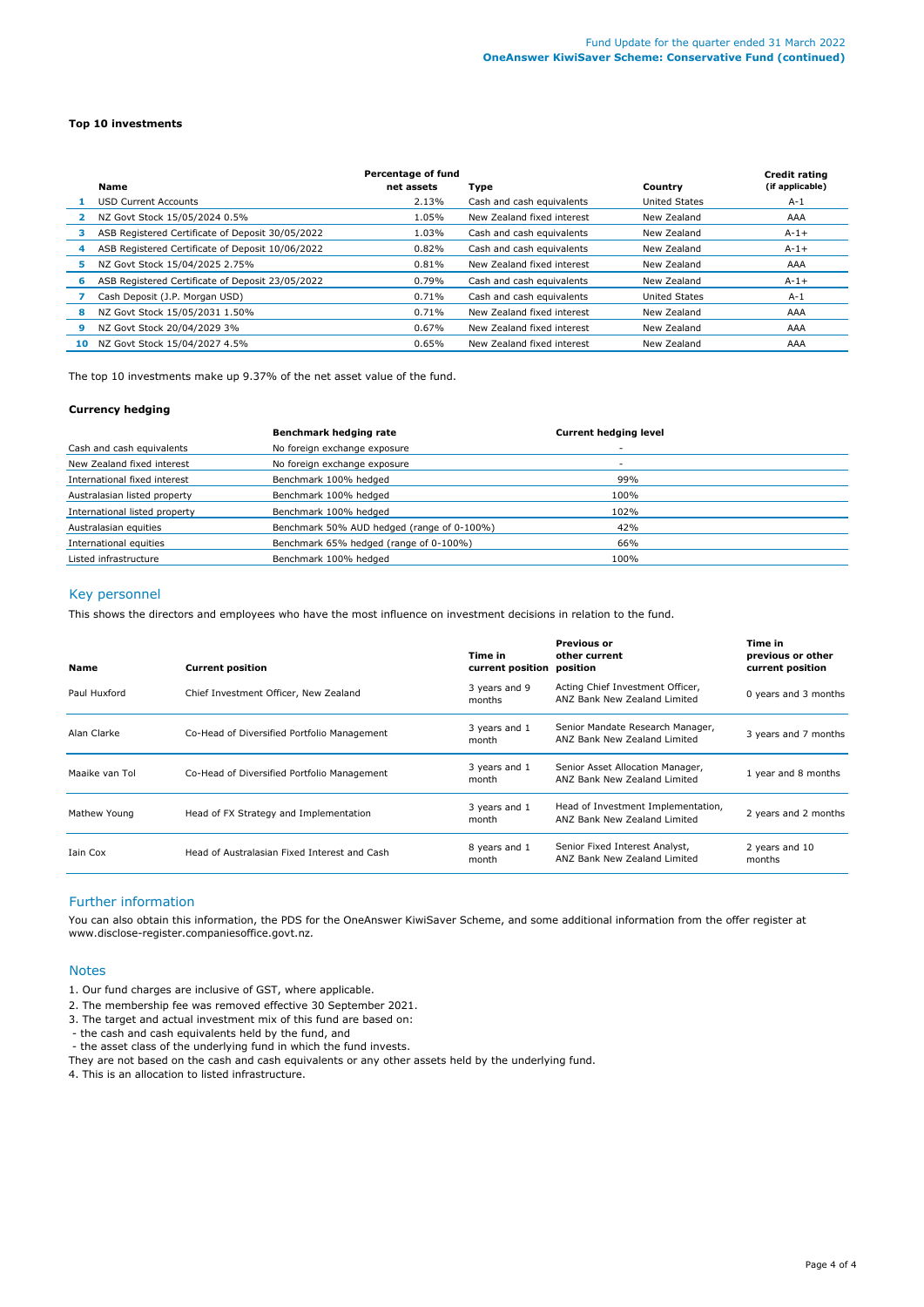### Top 10 investments

| | Name | Percentage of fund net assets | Type | Country | Credit rating (if applicable) |
|---|---|---|---|---|---|
| 1 | USD Current Accounts | 2.13% | Cash and cash equivalents | United States | A-1 |
| 2 | NZ Govt Stock 15/05/2024 0.5% | 1.05% | New Zealand fixed interest | New Zealand | AAA |
| 3 | ASB Registered Certificate of Deposit 30/05/2022 | 1.03% | Cash and cash equivalents | New Zealand | A-1+ |
| 4 | ASB Registered Certificate of Deposit 10/06/2022 | 0.82% | Cash and cash equivalents | New Zealand | A-1+ |
| 5 | NZ Govt Stock 15/04/2025 2.75% | 0.81% | New Zealand fixed interest | New Zealand | AAA |
| 6 | ASB Registered Certificate of Deposit 23/05/2022 | 0.79% | Cash and cash equivalents | New Zealand | A-1+ |
| 7 | Cash Deposit (J.P. Morgan USD) | 0.71% | Cash and cash equivalents | United States | A-1 |
| 8 | NZ Govt Stock 15/05/2031 1.50% | 0.71% | New Zealand fixed interest | New Zealand | AAA |
| 9 | NZ Govt Stock 20/04/2029 3% | 0.67% | New Zealand fixed interest | New Zealand | AAA |
| 10 | NZ Govt Stock 15/04/2027 4.5% | 0.65% | New Zealand fixed interest | New Zealand | AAA |

The top 10 investments make up 9.37% of the net asset value of the fund.

### Currency hedging

| | Benchmark hedging rate | Current hedging level |
|---|---|---|
| Cash and cash equivalents | No foreign exchange exposure | - |
| New Zealand fixed interest | No foreign exchange exposure | - |
| International fixed interest | Benchmark 100% hedged | 99% |
| Australasian listed property | Benchmark 100% hedged | 100% |
| International listed property | Benchmark 100% hedged | 102% |
| Australasian equities | Benchmark 50% AUD hedged (range of 0-100%) | 42% |
| International equities | Benchmark 65% hedged (range of 0-100%) | 66% |
| Listed infrastructure | Benchmark 100% hedged | 100% |

## Key personnel

This shows the directors and employees who have the most influence on investment decisions in relation to the fund.

| Name | Current position | Time in current position | Previous or other current position | Time in previous or other current position |
|---|---|---|---|---|
| Paul Huxford | Chief Investment Officer, New Zealand | 3 years and 9 months | Acting Chief Investment Officer, ANZ Bank New Zealand Limited | 0 years and 3 months |
| Alan Clarke | Co-Head of Diversified Portfolio Management | 3 years and 1 month | Senior Mandate Research Manager, ANZ Bank New Zealand Limited | 3 years and 7 months |
| Maaike van Tol | Co-Head of Diversified Portfolio Management | 3 years and 1 month | Senior Asset Allocation Manager, ANZ Bank New Zealand Limited | 1 year and 8 months |
| Mathew Young | Head of FX Strategy and Implementation | 3 years and 1 month | Head of Investment Implementation, ANZ Bank New Zealand Limited | 2 years and 2 months |
| Iain Cox | Head of Australasian Fixed Interest and Cash | 8 years and 1 month | Senior Fixed Interest Analyst, ANZ Bank New Zealand Limited | 2 years and 10 months |

## Further information

You can also obtain this information, the PDS for the OneAnswer KiwiSaver Scheme, and some additional information from the offer register at www.disclose-register.companiesoffice.govt.nz.

## Notes

1. Our fund charges are inclusive of GST, where applicable.
2. The membership fee was removed effective 30 September 2021.
3. The target and actual investment mix of this fund are based on:
 - the cash and cash equivalents held by the fund, and
 - the asset class of the underlying fund in which the fund invests.

They are not based on the cash and cash equivalents or any other assets held by the underlying fund.

4. This is an allocation to listed infrastructure.